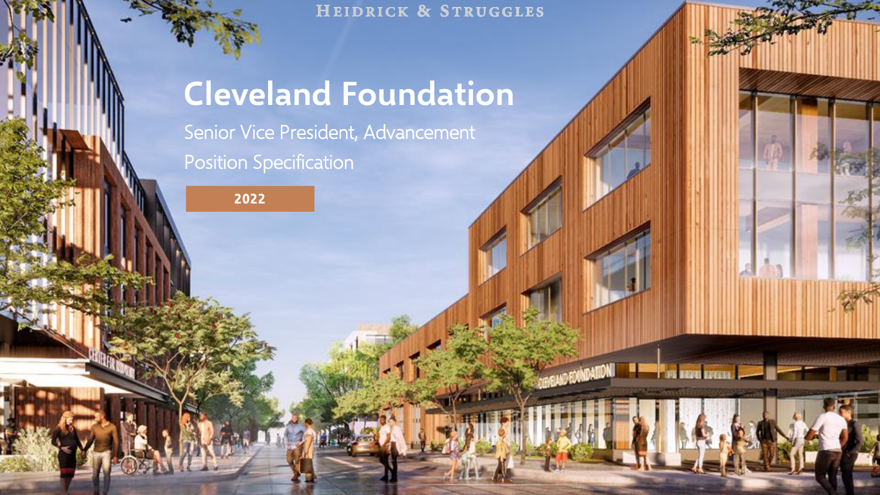HEIDRICK & STRUGGLES

# Cleveland Foundation

Senior Vice President, Advancement

Position Specification

**2022**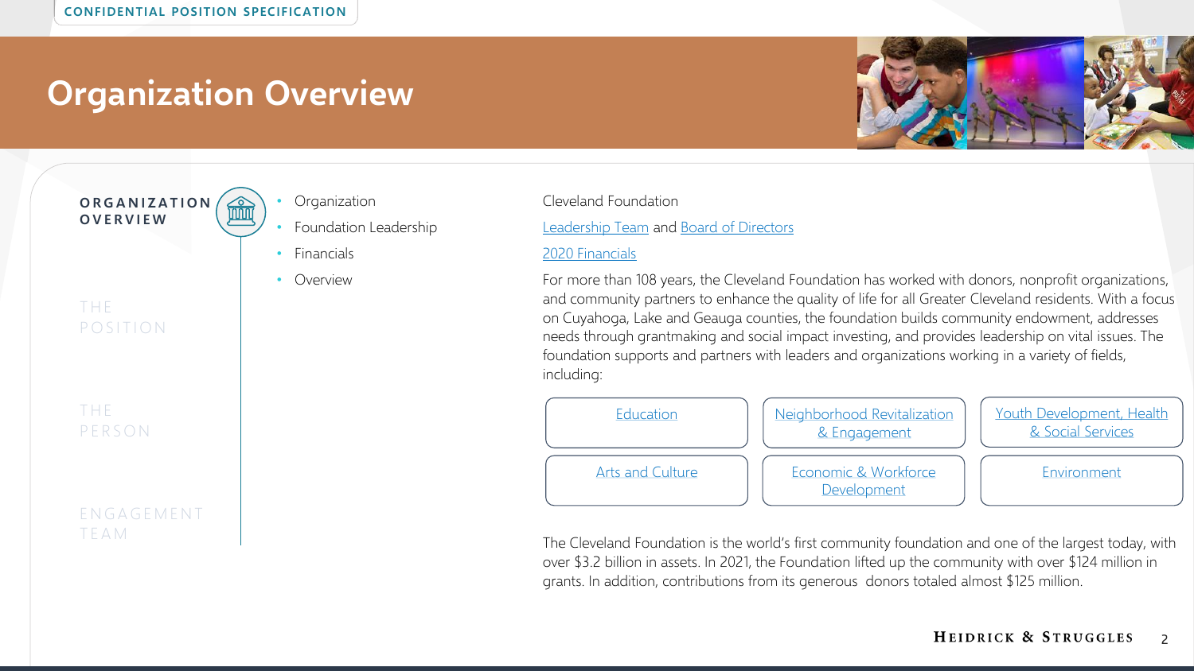# Organization Overview

**ORGANIZATION OVERVIEW**

THE POSITION

THE PERSON

ENGAGEMENT TEAM

| | |
|---|---|
| Organization | Cleveland Foundation |
| Foundation Leadership | Leadership Team and Board of Directors |
| Financials | 2020 Financials |
| Overview | For more than 108 years, the Cleveland Foundation has worked with donors, nonprofit organizations, and community partners to enhance the quality of life for all Greater Cleveland residents. With a focus on Cuyahoga, Lake and Geauga counties, the foundation builds community endowment, addresses needs through grantmaking and social impact investing, and provides leadership on vital issues. The foundation supports and partners with leaders and organizations working in a variety of fields, including: |

| | | |
|---|---|---|
| Education | Neighborhood Revitalization & Engagement | Youth Development, Health & Social Services |
| Arts and Culture | Economic & Workforce Development | Environment |

The Cleveland Foundation is the world's first community foundation and one of the largest today, with over $3.2 billion in assets. In 2021, the Foundation lifted up the community with over $124 million in grants. In addition, contributions from its generous donors totaled almost $125 million.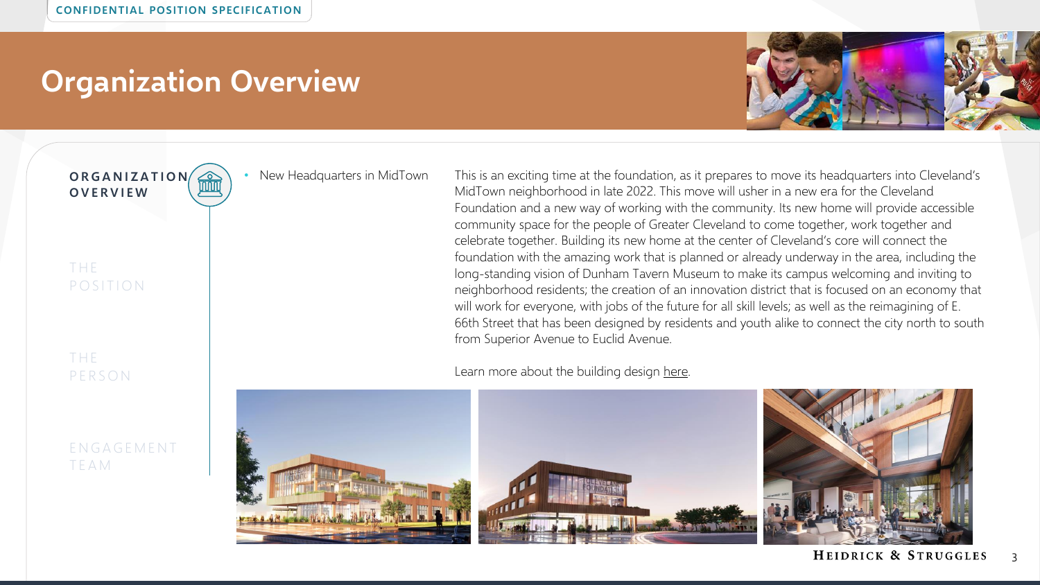# Organization Overview

**ORGANIZATION OVERVIEW**

THE POSITION

THE PERSON

ENGAGEMENT TEAM

- New Headquarters in MidTown

This is an exciting time at the foundation, as it prepares to move its headquarters into Cleveland's MidTown neighborhood in late 2022. This move will usher in a new era for the Cleveland Foundation and a new way of working with the community. Its new home will provide accessible community space for the people of Greater Cleveland to come together, work together and celebrate together. Building its new home at the center of Cleveland's core will connect the foundation with the amazing work that is planned or already underway in the area, including the long-standing vision of Dunham Tavern Museum to make its campus welcoming and inviting to neighborhood residents; the creation of an innovation district that is focused on an economy that will work for everyone, with jobs of the future for all skill levels; as well as the reimagining of E. 66th Street that has been designed by residents and youth alike to connect the city north to south from Superior Avenue to Euclid Avenue.

Learn more about the building design here.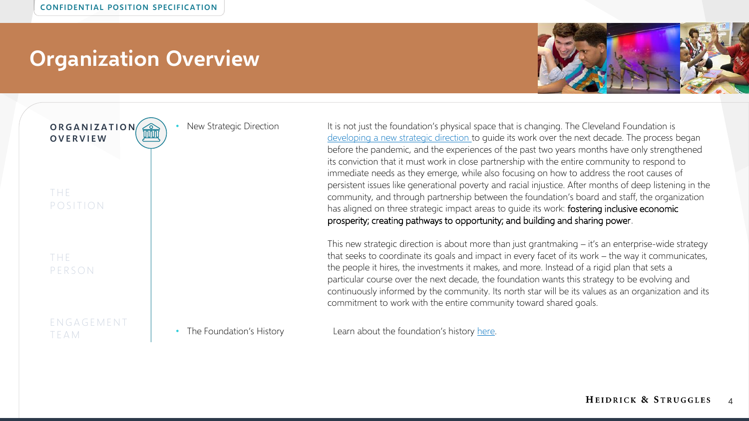# Organization Overview

**ORGANIZATION OVERVIEW**

THE POSITION

THE PERSON

ENGAGEMENT TEAM

- New Strategic Direction

It is not just the foundation's physical space that is changing. The Cleveland Foundation is developing a new strategic direction to guide its work over the next decade. The process began before the pandemic, and the experiences of the past two years months have only strengthened its conviction that it must work in close partnership with the entire community to respond to immediate needs as they emerge, while also focusing on how to address the root causes of persistent issues like generational poverty and racial injustice. After months of deep listening in the community, and through partnership between the foundation's board and staff, the organization has aligned on three strategic impact areas to guide its work: fostering inclusive economic prosperity; creating pathways to opportunity; and building and sharing power.

This new strategic direction is about more than just grantmaking – it's an enterprise-wide strategy that seeks to coordinate its goals and impact in every facet of its work – the way it communicates, the people it hires, the investments it makes, and more. Instead of a rigid plan that sets a particular course over the next decade, the foundation wants this strategy to be evolving and continuously informed by the community. Its north star will be its values as an organization and its commitment to work with the entire community toward shared goals.

- The Foundation's History

Learn about the foundation's history here.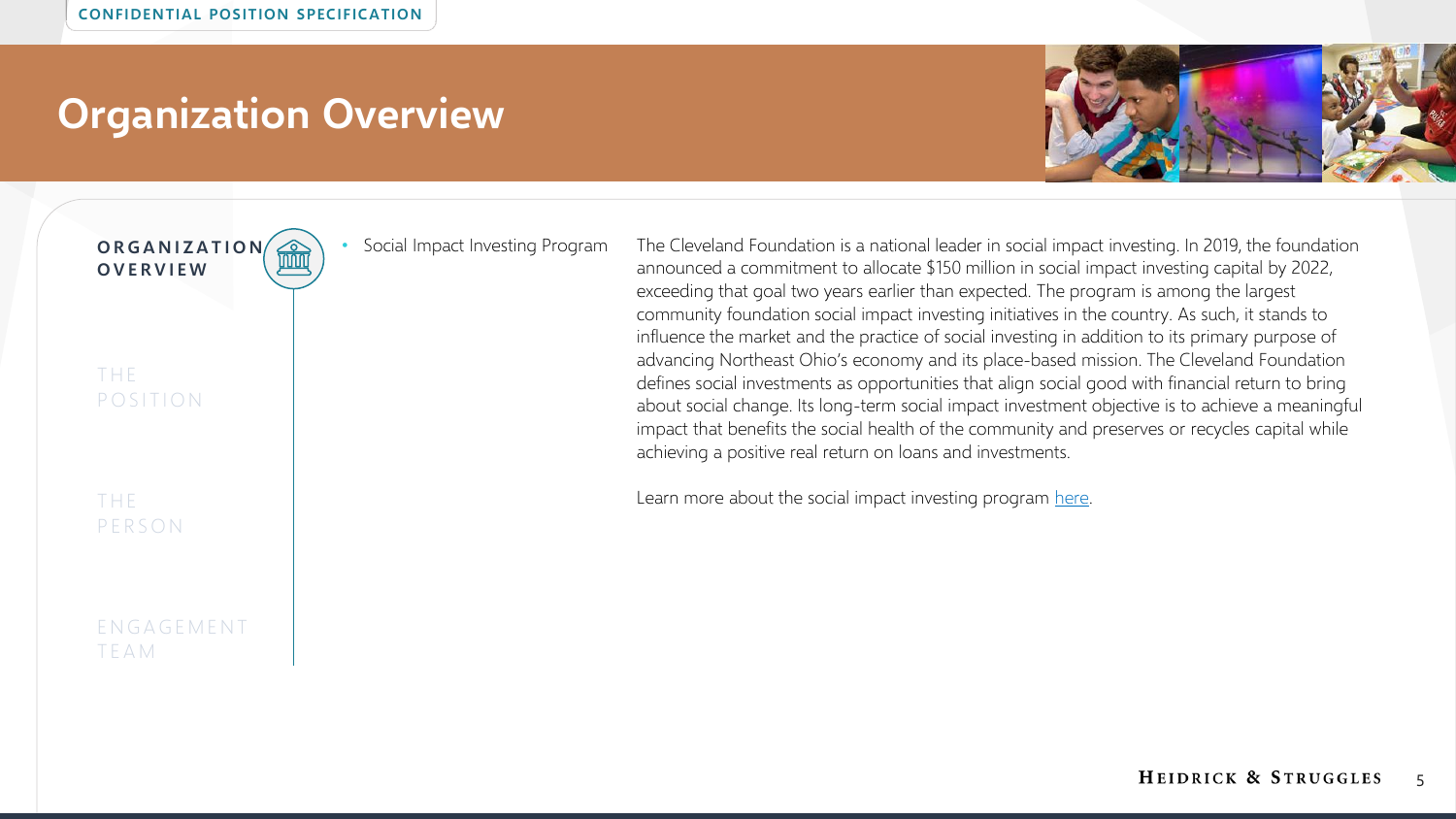# Organization Overview

**ORGANIZATION OVERVIEW**

THE POSITION

THE PERSON

ENGAGEMENT TEAM

- Social Impact Investing Program

The Cleveland Foundation is a national leader in social impact investing. In 2019, the foundation announced a commitment to allocate $150 million in social impact investing capital by 2022, exceeding that goal two years earlier than expected. The program is among the largest community foundation social impact investing initiatives in the country. As such, it stands to influence the market and the practice of social investing in addition to its primary purpose of advancing Northeast Ohio's economy and its place-based mission. The Cleveland Foundation defines social investments as opportunities that align social good with financial return to bring about social change. Its long-term social impact investment objective is to achieve a meaningful impact that benefits the social health of the community and preserves or recycles capital while achieving a positive real return on loans and investments.

Learn more about the social impact investing program here.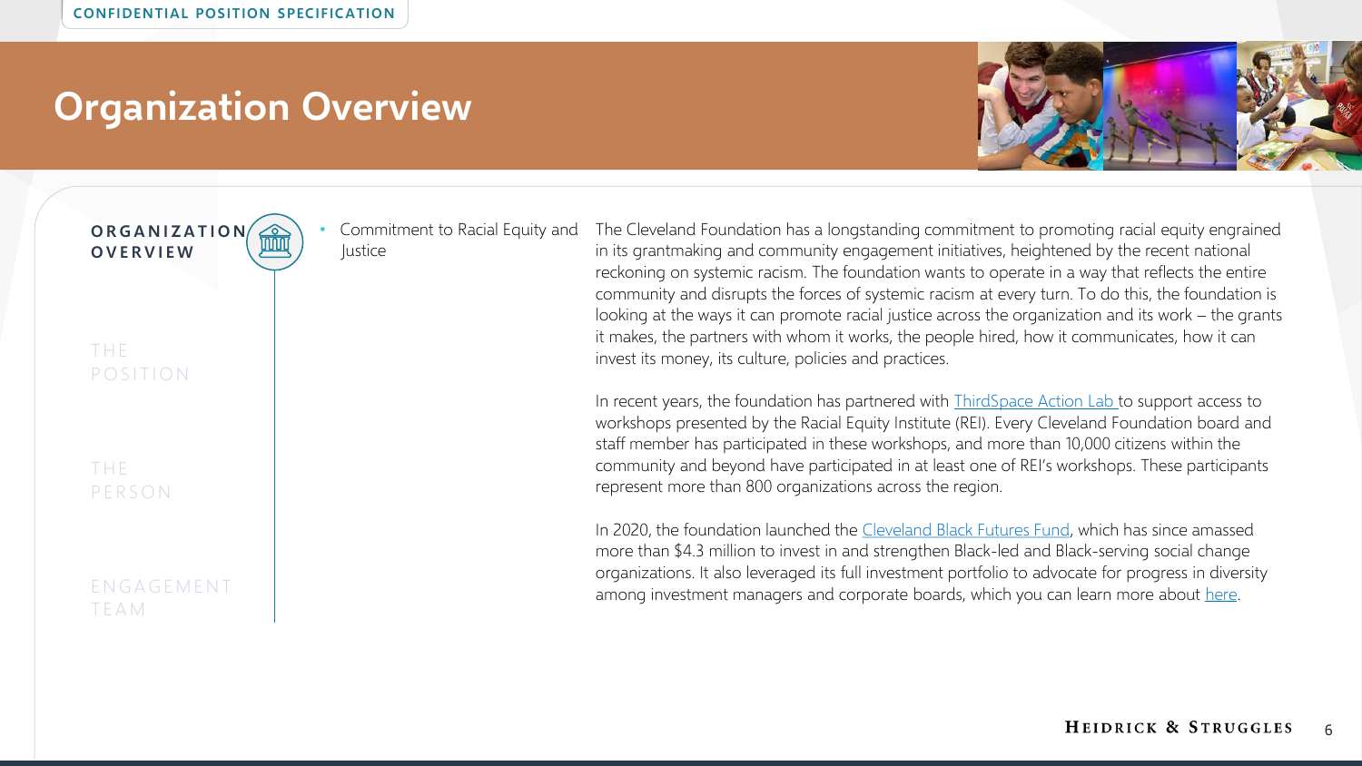# Organization Overview

**ORGANIZATION OVERVIEW**

THE POSITION

THE PERSON

ENGAGEMENT TEAM

- Commitment to Racial Equity and Justice

The Cleveland Foundation has a longstanding commitment to promoting racial equity engrained in its grantmaking and community engagement initiatives, heightened by the recent national reckoning on systemic racism. The foundation wants to operate in a way that reflects the entire community and disrupts the forces of systemic racism at every turn. To do this, the foundation is looking at the ways it can promote racial justice across the organization and its work – the grants it makes, the partners with whom it works, the people hired, how it communicates, how it can invest its money, its culture, policies and practices.

In recent years, the foundation has partnered with ThirdSpace Action Lab to support access to workshops presented by the Racial Equity Institute (REI). Every Cleveland Foundation board and staff member has participated in these workshops, and more than 10,000 citizens within the community and beyond have participated in at least one of REI's workshops. These participants represent more than 800 organizations across the region.

In 2020, the foundation launched the Cleveland Black Futures Fund, which has since amassed more than $4.3 million to invest in and strengthen Black-led and Black-serving social change organizations. It also leveraged its full investment portfolio to advocate for progress in diversity among investment managers and corporate boards, which you can learn more about here.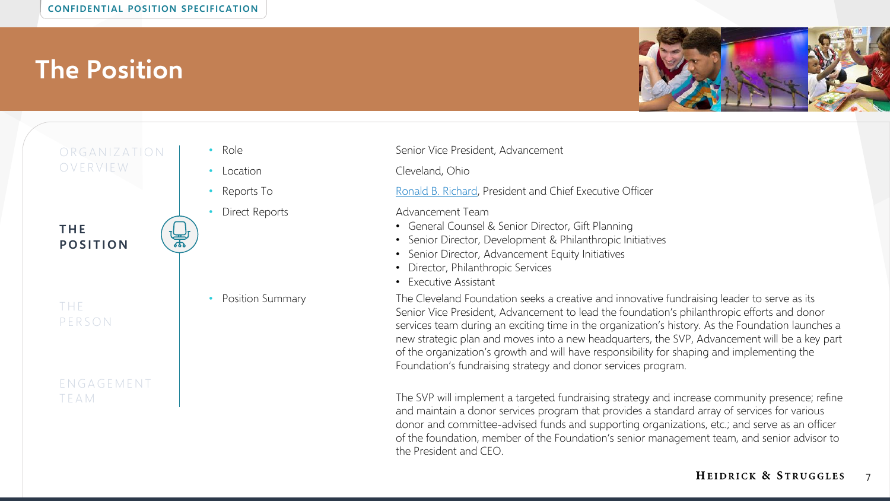# The Position

| | |
|---|---|
| Role | Senior Vice President, Advancement |
| Location | Cleveland, Ohio |
| Reports To | [Ronald B. Richard](), President and Chief Executive Officer |
| Direct Reports | Advancement Team<br>• General Counsel & Senior Director, Gift Planning<br>• Senior Director, Development & Philanthropic Initiatives<br>• Senior Director, Advancement Equity Initiatives<br>• Director, Philanthropic Services<br>• Executive Assistant |
| Position Summary | The Cleveland Foundation seeks a creative and innovative fundraising leader to serve as its Senior Vice President, Advancement to lead the foundation's philanthropic efforts and donor services team during an exciting time in the organization's history. As the Foundation launches a new strategic plan and moves into a new headquarters, the SVP, Advancement will be a key part of the organization's growth and will have responsibility for shaping and implementing the Foundation's fundraising strategy and donor services program.<br><br>The SVP will implement a targeted fundraising strategy and increase community presence; refine and maintain a donor services program that provides a standard array of services for various donor and committee-advised funds and supporting organizations, etc.; and serve as an officer of the foundation, member of the Foundation's senior management team, and senior advisor to the President and CEO. |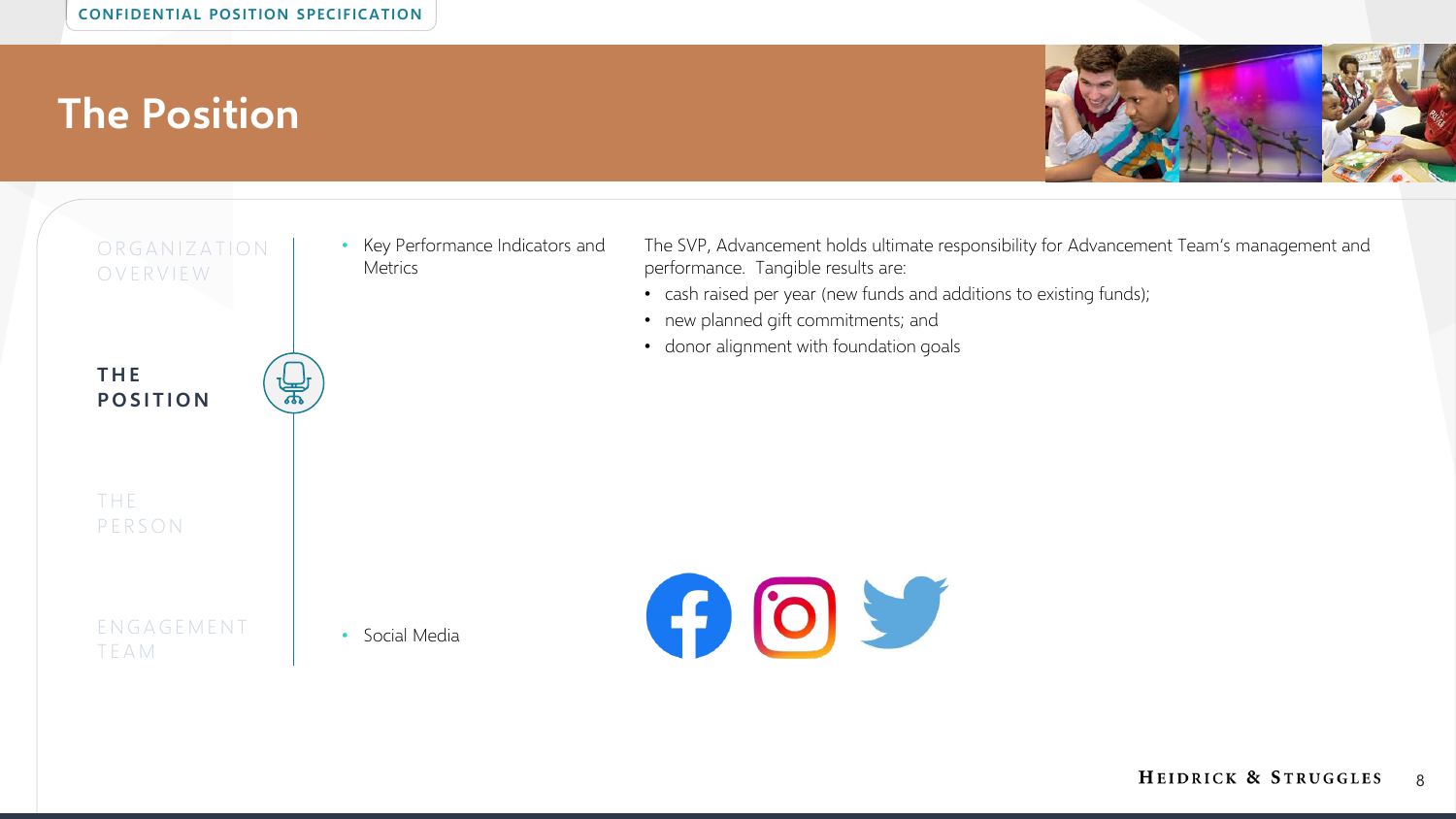# The Position

- Key Performance Indicators and Metrics

The SVP, Advancement holds ultimate responsibility for Advancement Team's management and performance. Tangible results are:

- cash raised per year (new funds and additions to existing funds);
- new planned gift commitments; and
- donor alignment with foundation goals

- Social Media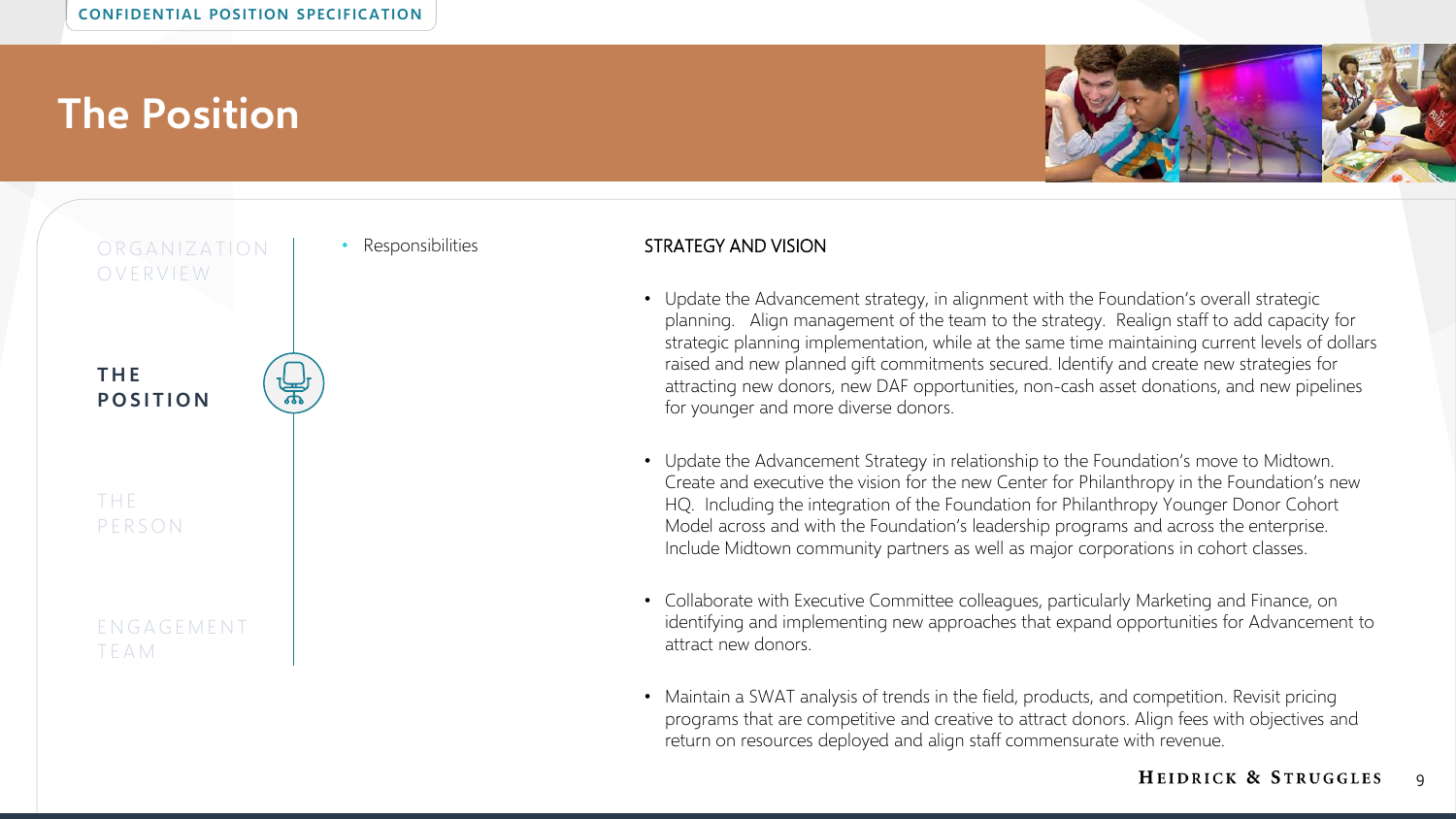# The Position

- Responsibilities

## STRATEGY AND VISION

- Update the Advancement strategy, in alignment with the Foundation's overall strategic planning. Align management of the team to the strategy. Realign staff to add capacity for strategic planning implementation, while at the same time maintaining current levels of dollars raised and new planned gift commitments secured. Identify and create new strategies for attracting new donors, new DAF opportunities, non-cash asset donations, and new pipelines for younger and more diverse donors.

- Update the Advancement Strategy in relationship to the Foundation's move to Midtown. Create and executive the vision for the new Center for Philanthropy in the Foundation's new HQ. Including the integration of the Foundation for Philanthropy Younger Donor Cohort Model across and with the Foundation's leadership programs and across the enterprise. Include Midtown community partners as well as major corporations in cohort classes.

- Collaborate with Executive Committee colleagues, particularly Marketing and Finance, on identifying and implementing new approaches that expand opportunities for Advancement to attract new donors.

- Maintain a SWAT analysis of trends in the field, products, and competition. Revisit pricing programs that are competitive and creative to attract donors. Align fees with objectives and return on resources deployed and align staff commensurate with revenue.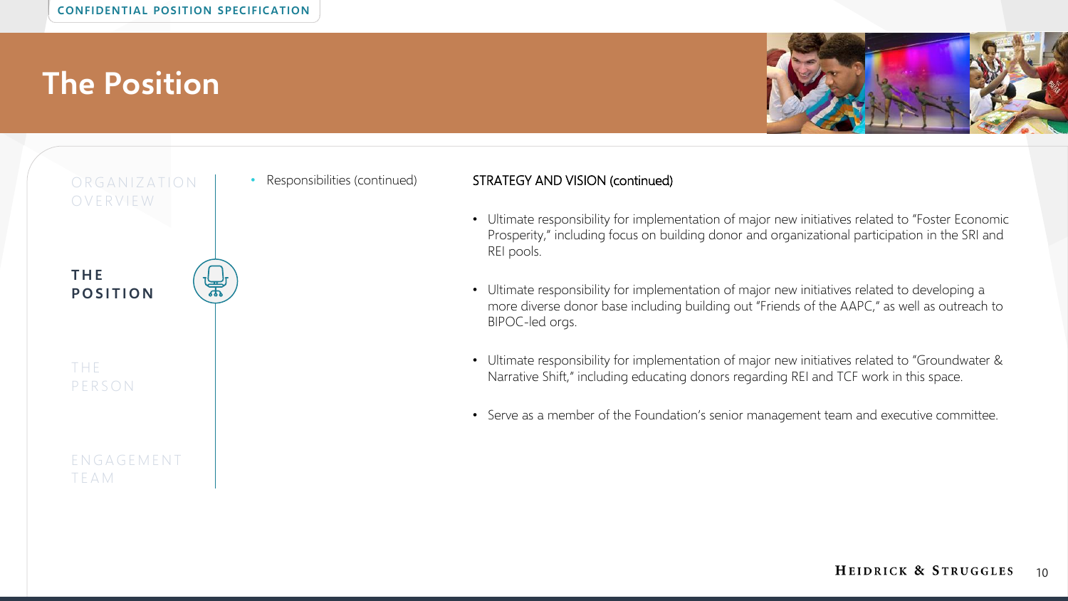# The Position

- Responsibilities (continued)

STRATEGY AND VISION (continued)

- Ultimate responsibility for implementation of major new initiatives related to "Foster Economic Prosperity," including focus on building donor and organizational participation in the SRI and REI pools.
- Ultimate responsibility for implementation of major new initiatives related to developing a more diverse donor base including building out "Friends of the AAPC," as well as outreach to BIPOC-led orgs.
- Ultimate responsibility for implementation of major new initiatives related to "Groundwater & Narrative Shift," including educating donors regarding REI and TCF work in this space.
- Serve as a member of the Foundation's senior management team and executive committee.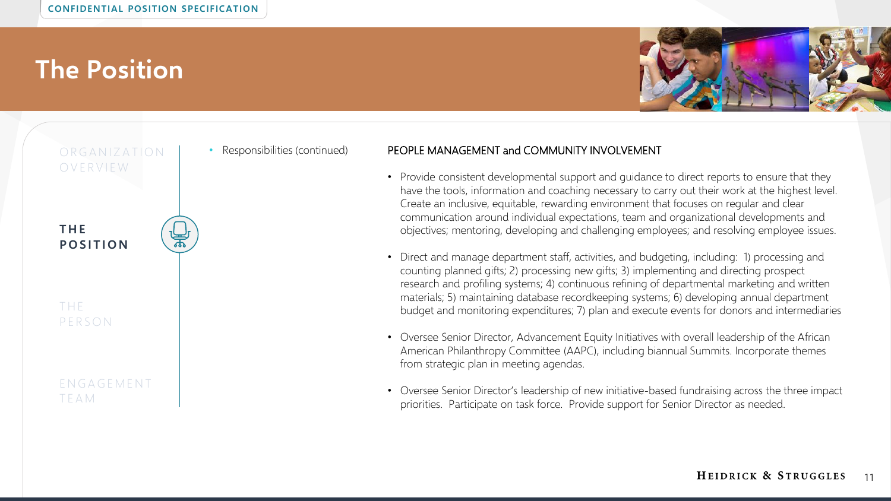# The Position

- Responsibilities (continued)

## PEOPLE MANAGEMENT and COMMUNITY INVOLVEMENT

- Provide consistent developmental support and guidance to direct reports to ensure that they have the tools, information and coaching necessary to carry out their work at the highest level. Create an inclusive, equitable, rewarding environment that focuses on regular and clear communication around individual expectations, team and organizational developments and objectives; mentoring, developing and challenging employees; and resolving employee issues.
- Direct and manage department staff, activities, and budgeting, including: 1) processing and counting planned gifts; 2) processing new gifts; 3) implementing and directing prospect research and profiling systems; 4) continuous refining of departmental marketing and written materials; 5) maintaining database recordkeeping systems; 6) developing annual department budget and monitoring expenditures; 7) plan and execute events for donors and intermediaries
- Oversee Senior Director, Advancement Equity Initiatives with overall leadership of the African American Philanthropy Committee (AAPC), including biannual Summits. Incorporate themes from strategic plan in meeting agendas.
- Oversee Senior Director's leadership of new initiative-based fundraising across the three impact priorities. Participate on task force. Provide support for Senior Director as needed.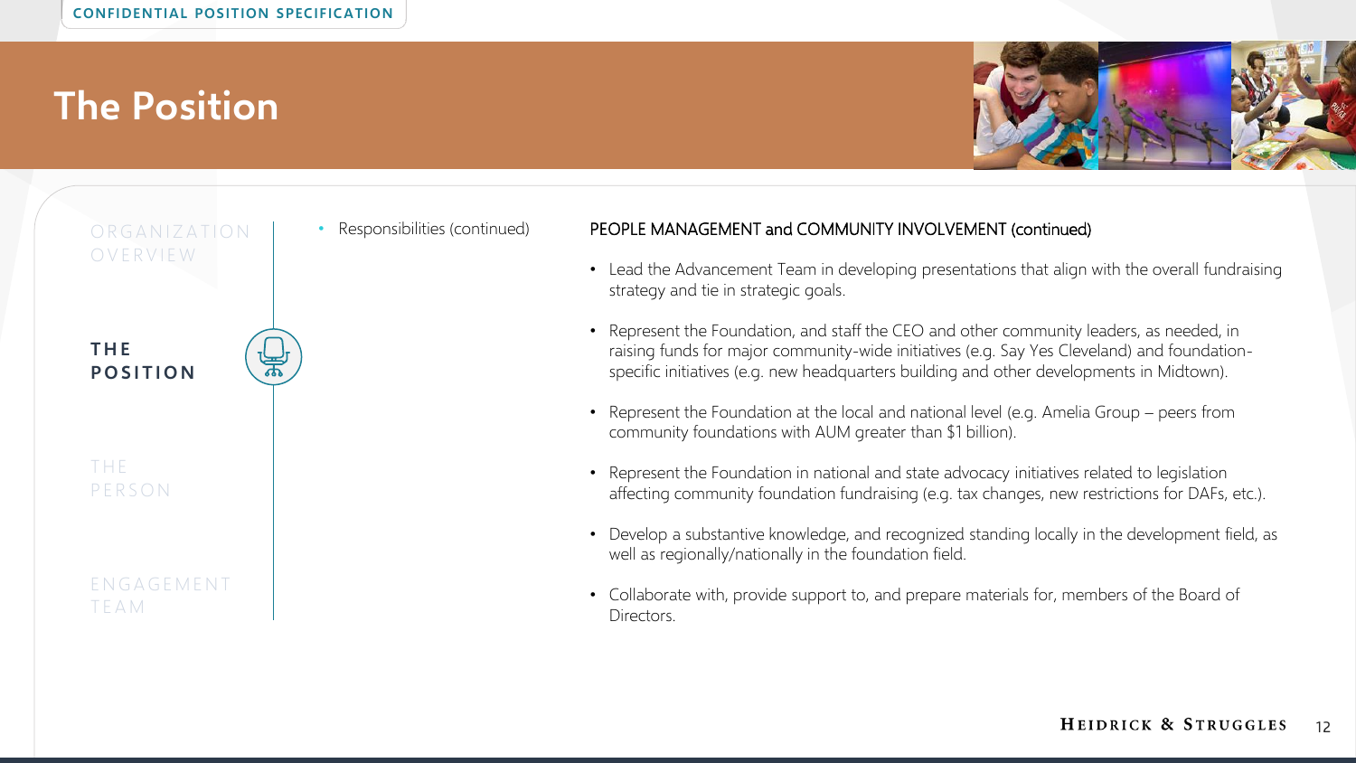CONFIDENTIAL POSITION SPECIFICATION

# The Position

ORGANIZATION OVERVIEW

**THE POSITION**

THE PERSON

ENGAGEMENT TEAM

- Responsibilities (continued)

PEOPLE MANAGEMENT and COMMUNITY INVOLVEMENT (continued)

- Lead the Advancement Team in developing presentations that align with the overall fundraising strategy and tie in strategic goals.
- Represent the Foundation, and staff the CEO and other community leaders, as needed, in raising funds for major community-wide initiatives (e.g. Say Yes Cleveland) and foundation-specific initiatives (e.g. new headquarters building and other developments in Midtown).
- Represent the Foundation at the local and national level (e.g. Amelia Group – peers from community foundations with AUM greater than $1 billion).
- Represent the Foundation in national and state advocacy initiatives related to legislation affecting community foundation fundraising (e.g. tax changes, new restrictions for DAFs, etc.).
- Develop a substantive knowledge, and recognized standing locally in the development field, as well as regionally/nationally in the foundation field.
- Collaborate with, provide support to, and prepare materials for, members of the Board of Directors.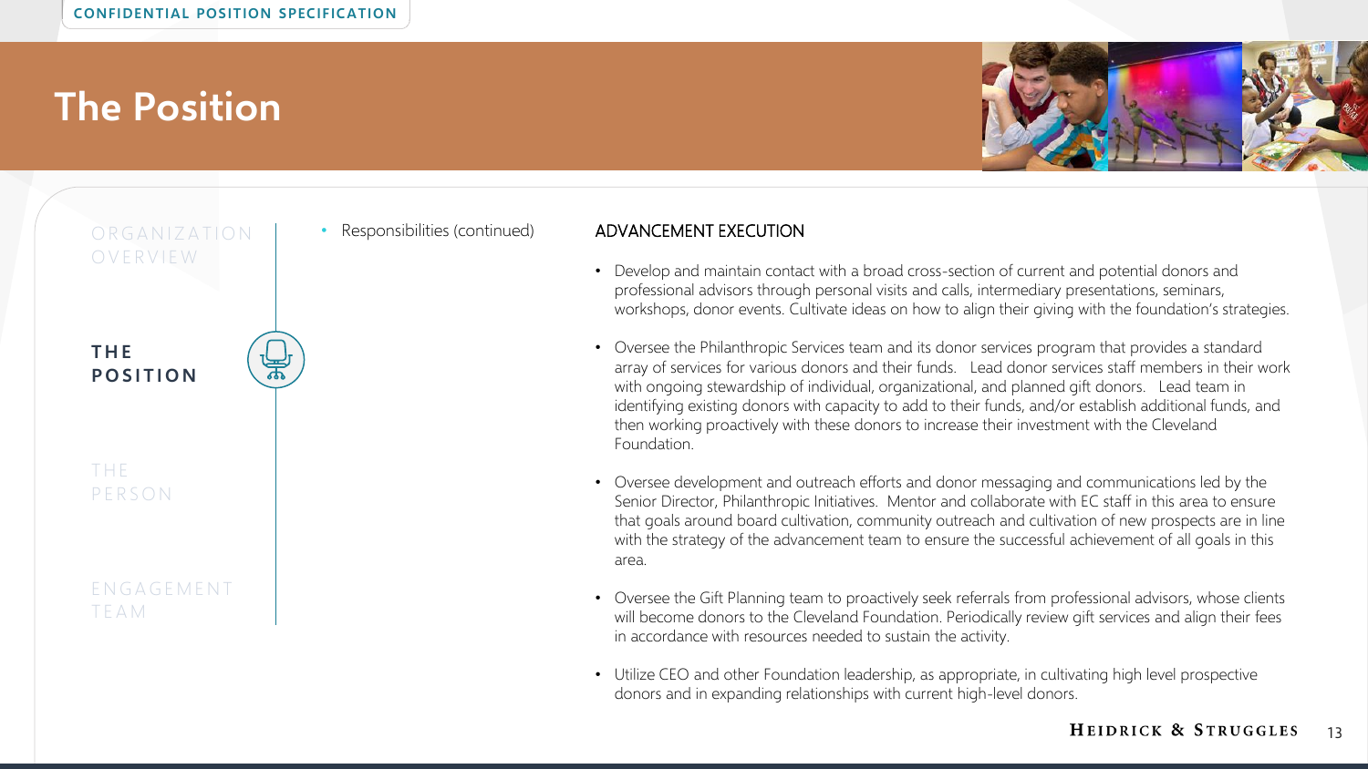# The Position

- Responsibilities (continued)

## ADVANCEMENT EXECUTION

- Develop and maintain contact with a broad cross-section of current and potential donors and professional advisors through personal visits and calls, intermediary presentations, seminars, workshops, donor events. Cultivate ideas on how to align their giving with the foundation's strategies.
- Oversee the Philanthropic Services team and its donor services program that provides a standard array of services for various donors and their funds. Lead donor services staff members in their work with ongoing stewardship of individual, organizational, and planned gift donors. Lead team in identifying existing donors with capacity to add to their funds, and/or establish additional funds, and then working proactively with these donors to increase their investment with the Cleveland Foundation.
- Oversee development and outreach efforts and donor messaging and communications led by the Senior Director, Philanthropic Initiatives. Mentor and collaborate with EC staff in this area to ensure that goals around board cultivation, community outreach and cultivation of new prospects are in line with the strategy of the advancement team to ensure the successful achievement of all goals in this area.
- Oversee the Gift Planning team to proactively seek referrals from professional advisors, whose clients will become donors to the Cleveland Foundation. Periodically review gift services and align their fees in accordance with resources needed to sustain the activity.
- Utilize CEO and other Foundation leadership, as appropriate, in cultivating high level prospective donors and in expanding relationships with current high-level donors.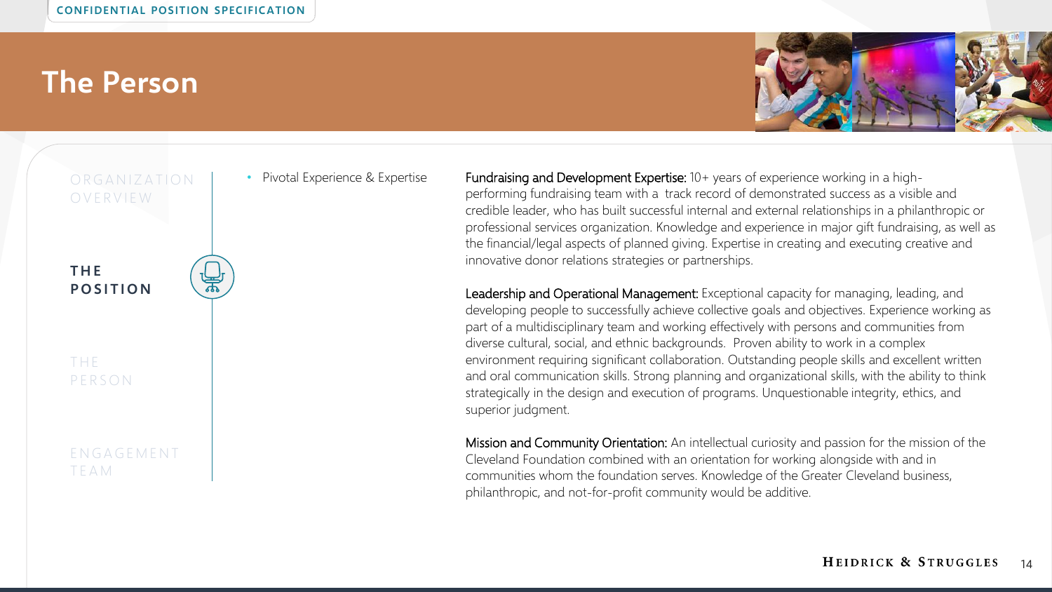# The Person

- Pivotal Experience & Expertise

**Fundraising and Development Expertise:** 10+ years of experience working in a high-performing fundraising team with a track record of demonstrated success as a visible and credible leader, who has built successful internal and external relationships in a philanthropic or professional services organization. Knowledge and experience in major gift fundraising, as well as the financial/legal aspects of planned giving. Expertise in creating and executing creative and innovative donor relations strategies or partnerships.

**Leadership and Operational Management:** Exceptional capacity for managing, leading, and developing people to successfully achieve collective goals and objectives. Experience working as part of a multidisciplinary team and working effectively with persons and communities from diverse cultural, social, and ethnic backgrounds. Proven ability to work in a complex environment requiring significant collaboration. Outstanding people skills and excellent written and oral communication skills. Strong planning and organizational skills, with the ability to think strategically in the design and execution of programs. Unquestionable integrity, ethics, and superior judgment.

**Mission and Community Orientation:** An intellectual curiosity and passion for the mission of the Cleveland Foundation combined with an orientation for working alongside with and in communities whom the foundation serves. Knowledge of the Greater Cleveland business, philanthropic, and not-for-profit community would be additive.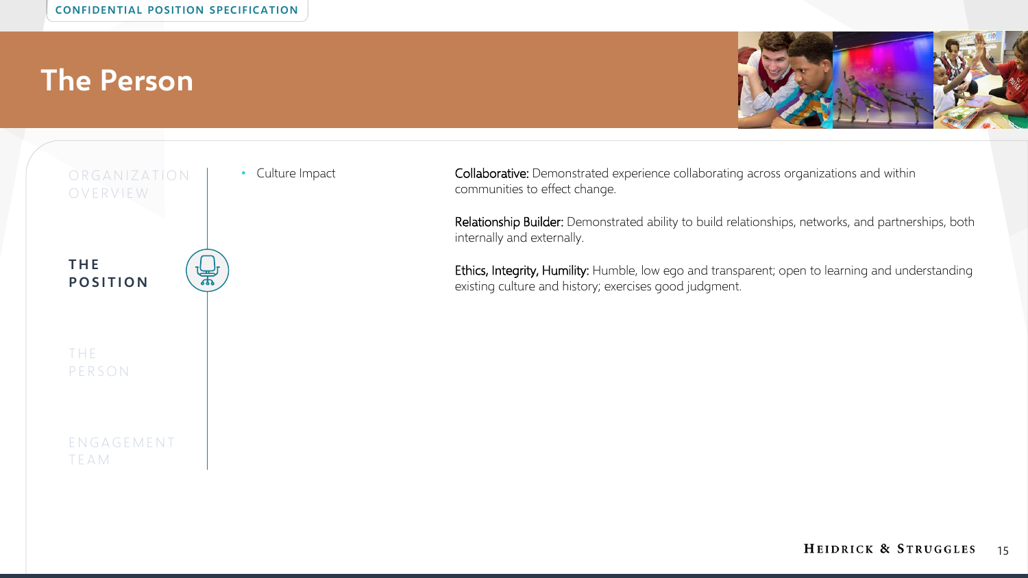# The Person

ORGANIZATION OVERVIEW

**THE POSITION**

THE PERSON

ENGAGEMENT TEAM

- Culture Impact

**Collaborative:** Demonstrated experience collaborating across organizations and within communities to effect change.

**Relationship Builder:** Demonstrated ability to build relationships, networks, and partnerships, both internally and externally.

**Ethics, Integrity, Humility:** Humble, low ego and transparent; open to learning and understanding existing culture and history; exercises good judgment.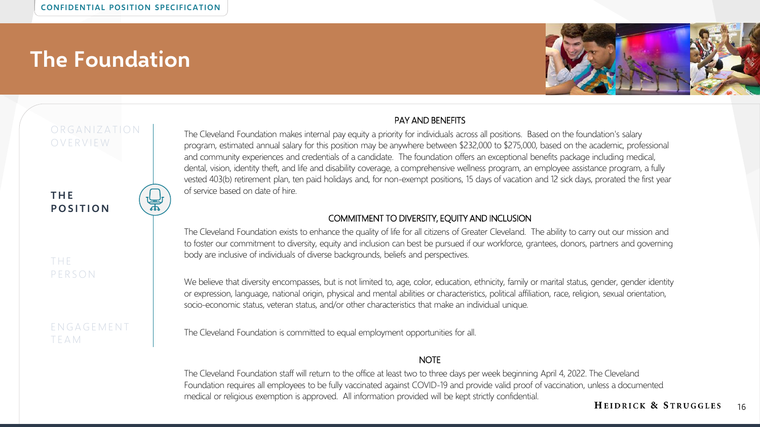# The Foundation

## PAY AND BENEFITS

The Cleveland Foundation makes internal pay equity a priority for individuals across all positions. Based on the foundation's salary program, estimated annual salary for this position may be anywhere between $232,000 to $275,000, based on the academic, professional and community experiences and credentials of a candidate. The foundation offers an exceptional benefits package including medical, dental, vision, identity theft, and life and disability coverage, a comprehensive wellness program, an employee assistance program, a fully vested 403(b) retirement plan, ten paid holidays and, for non-exempt positions, 15 days of vacation and 12 sick days, prorated the first year of service based on date of hire.

## COMMITMENT TO DIVERSITY, EQUITY AND INCLUSION

The Cleveland Foundation exists to enhance the quality of life for all citizens of Greater Cleveland. The ability to carry out our mission and to foster our commitment to diversity, equity and inclusion can best be pursued if our workforce, grantees, donors, partners and governing body are inclusive of individuals of diverse backgrounds, beliefs and perspectives.

We believe that diversity encompasses, but is not limited to, age, color, education, ethnicity, family or marital status, gender, gender identity or expression, language, national origin, physical and mental abilities or characteristics, political affiliation, race, religion, sexual orientation, socio-economic status, veteran status, and/or other characteristics that make an individual unique.

The Cleveland Foundation is committed to equal employment opportunities for all.

## NOTE

The Cleveland Foundation staff will return to the office at least two to three days per week beginning April 4, 2022. The Cleveland Foundation requires all employees to be fully vaccinated against COVID-19 and provide valid proof of vaccination, unless a documented medical or religious exemption is approved. All information provided will be kept strictly confidential.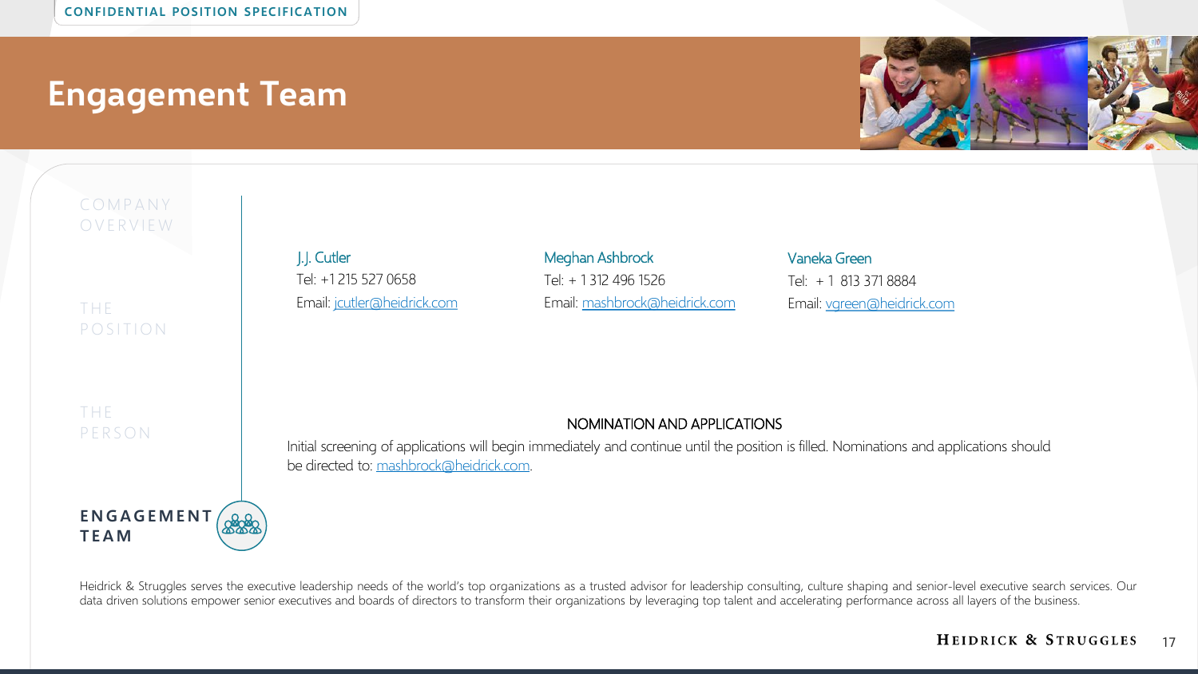CONFIDENTIAL POSITION SPECIFICATION

# Engagement Team

COMPANY OVERVIEW

THE POSITION

THE PERSON

**ENGAGEMENT TEAM**

J.J. Cutler
Tel: +1 215 527 0658
Email: jcutler@heidrick.com

Meghan Ashbrock
Tel: + 1 312 496 1526
Email: mashbrock@heidrick.com

Vaneka Green
Tel: + 1 813 371 8884
Email: vgreen@heidrick.com

## NOMINATION AND APPLICATIONS

Initial screening of applications will begin immediately and continue until the position is filled. Nominations and applications should be directed to: mashbrock@heidrick.com.

Heidrick & Struggles serves the executive leadership needs of the world's top organizations as a trusted advisor for leadership consulting, culture shaping and senior-level executive search services. Our data driven solutions empower senior executives and boards of directors to transform their organizations by leveraging top talent and accelerating performance across all layers of the business.

HEIDRICK & STRUGGLES